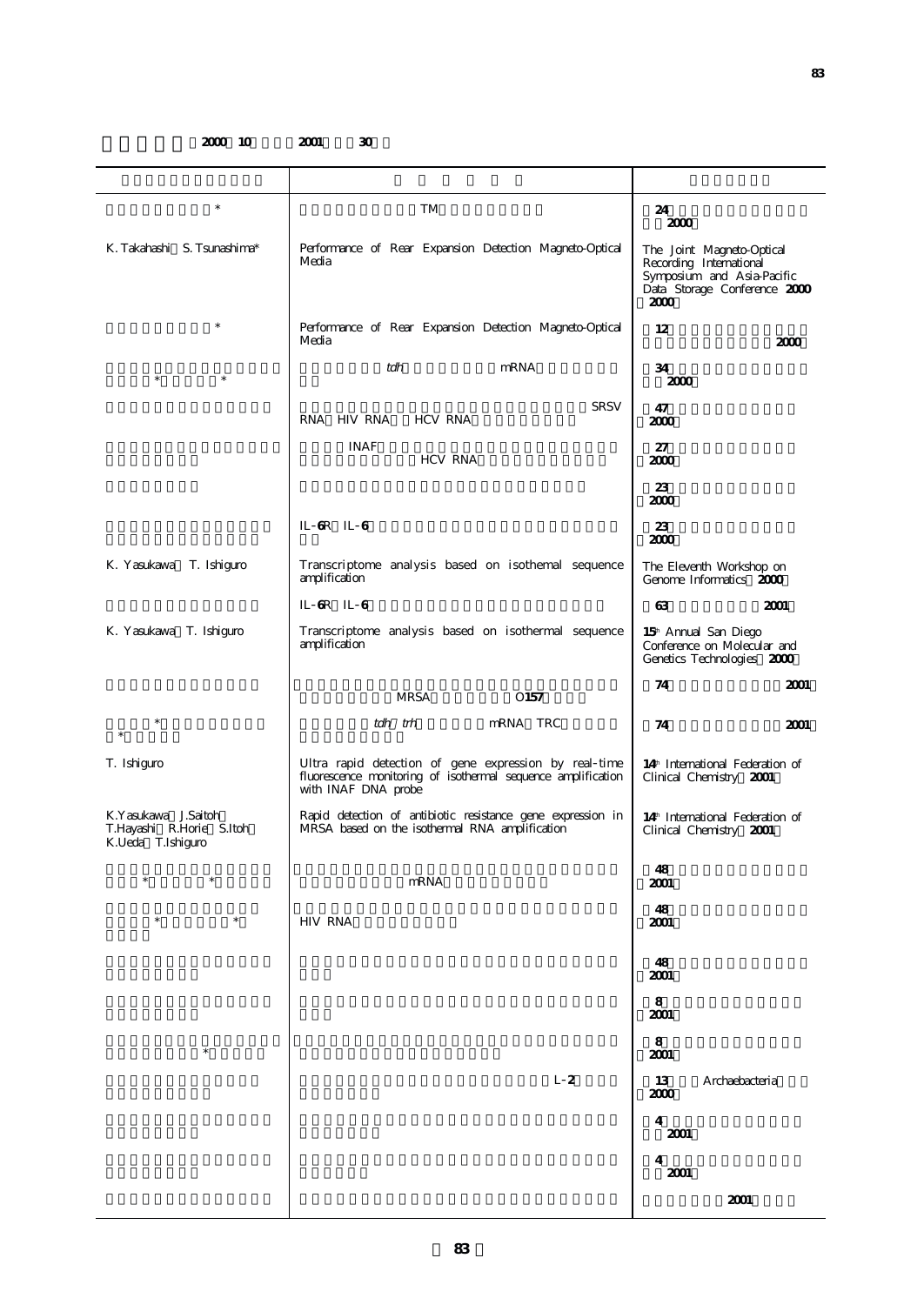2000 10 2001 30

| | | |
|---|---|---|
| * | TM | 24 2000 |
| K. Takahashi S. Tsunashima* | Performance of Rear Expansion Detection Magneto-Optical Media | The Joint Magneto-Optical Recording International Symposium and Asia-Pacific Data Storage Conference 2000 2000 |
| * | Performance of Rear Expansion Detection Magneto-Optical Media | 12 2000 |
| * * | *tdh* mRNA | 34 2000 |
| | SRSV RNA HIV RNA HCV RNA | 47 2000 |
| | INAF HCV RNA | 27 2000 |
| | | 23 2000 |
| | IL-6R IL-6 | 23 2000 |
| K. Yasukawa T. Ishiguro | Transcriptome analysis based on isothermal sequence amplification | The Eleventh Workshop on Genome Informatics 2000 |
| | IL-6R IL-6 | 63 2001 |
| K. Yasukawa T. Ishiguro | Transcriptome analysis based on isothermal sequence amplification | 15th Annual San Diego Conference on Molecular and Genetics Technologies 2000 |
| | MRSA O157 | 74 2001 |
| * * | *tdh* *trh* mRNA TRC | 74 2001 |
| T. Ishiguro | Ultra rapid detection of gene expression by real-time fluorescence monitoring of isothermal sequence amplification with INAF DNA probe | 14th International Federation of Clinical Chemistry 2001 |
| K.Yasukawa J.Saitoh T.Hayashi R.Horie S.Itoh K.Ueda T.Ishiguro | Rapid detection of antibiotic resistance gene expression in MRSA based on the isothermal RNA amplification | 14th International Federation of Clinical Chemistry 2001 |
| * * | mRNA | 48 2001 |
| * * | HIV RNA | 48 2001 |
| | | 48 2001 |
| | | 8 2001 |
| * | | 8 2001 |
| | L-2 | 13 Archaebacteria 2000 |
| | | 4 2001 |
| | | 4 2001 |
| | | 2001 |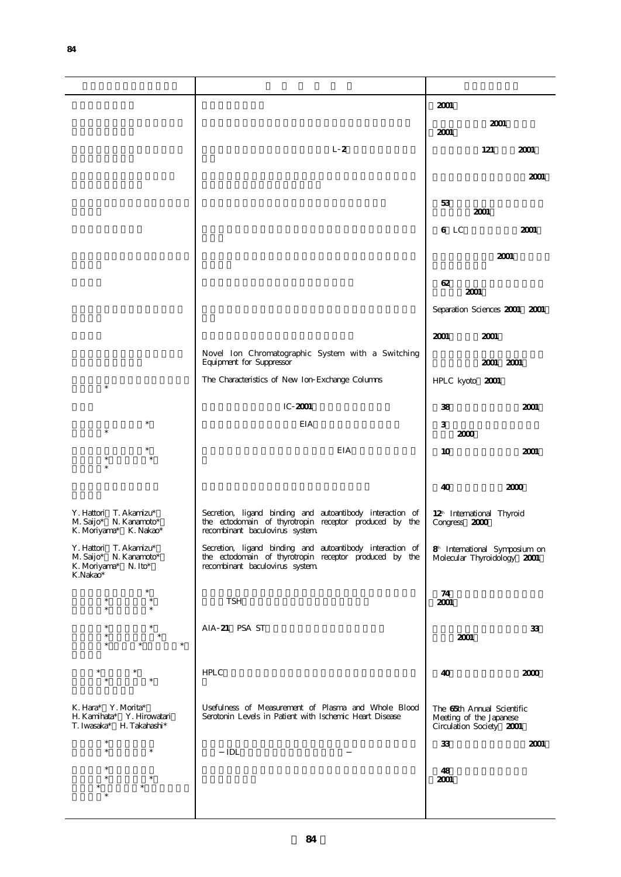| | | |
|---|---|---|
| | | 2001 |
| | | 2001 2001 |
| | L-2 | 121 2001 |
| | | 2001 |
| | | 53 2001 |
| | | 6 LC 2001 |
| | | 2001 |
| | | 62 2001 |
| | | Separation Sciences 2001 2001 |
| | | 2001 2001 |
| | Novel Ion Chromatographic System with a Switching Equipment for Suppressor | 2001 2001 |
| * | The Characteristics of New Ion-Exchange Columns | HPLC kyoto 2001 |
| | IC-2001 | 38 2001 |
| * * | EIA | 3 2000 |
| * * * * | EIA | 10 2001 |
| | | 40 2000 |
| Y. Hattori T. Akamizu* M. Saijo* N. Kanamoto* K. Moriyama* K. Nakao* | Secretion, ligand binding and autoantibody interaction of the ectodomain of thyrotropin receptor produced by the recombinant baculovirus system. | 12th International Thyroid Congress 2000 |
| Y. Hattori T. Akamizu* M. Saijo* N. Kanamoto* K. Moriyama* N. Ito* K.Nakao* | Secretion, ligand binding and autoantibody interaction of the ectodomain of thyrotropin receptor produced by the recombinant baculovirus system. | 8th International Symposium on Molecular Thyroidology 2001 |
| * * * * * | TSH | 74 2001 |
| * * * * * * * | AIA-21 PSA ST | 33 2001 |
| * * * * | HPLC | 40 2000 |
| K. Hara* Y. Morita* H. Kamihata* Y. Hirowatari T. Iwasaka* H. Takahashi* | Usefulness of Measurement of Plasma and Whole Blood Serotonin Levels in Patient with Ischemic Heart Disease | The 65th Annual Scientific Meeting of the Japanese Circulation Society 2001 |
| * * * | − IDL − | 33 2001 |
| * * * * * * | | 48 2001 |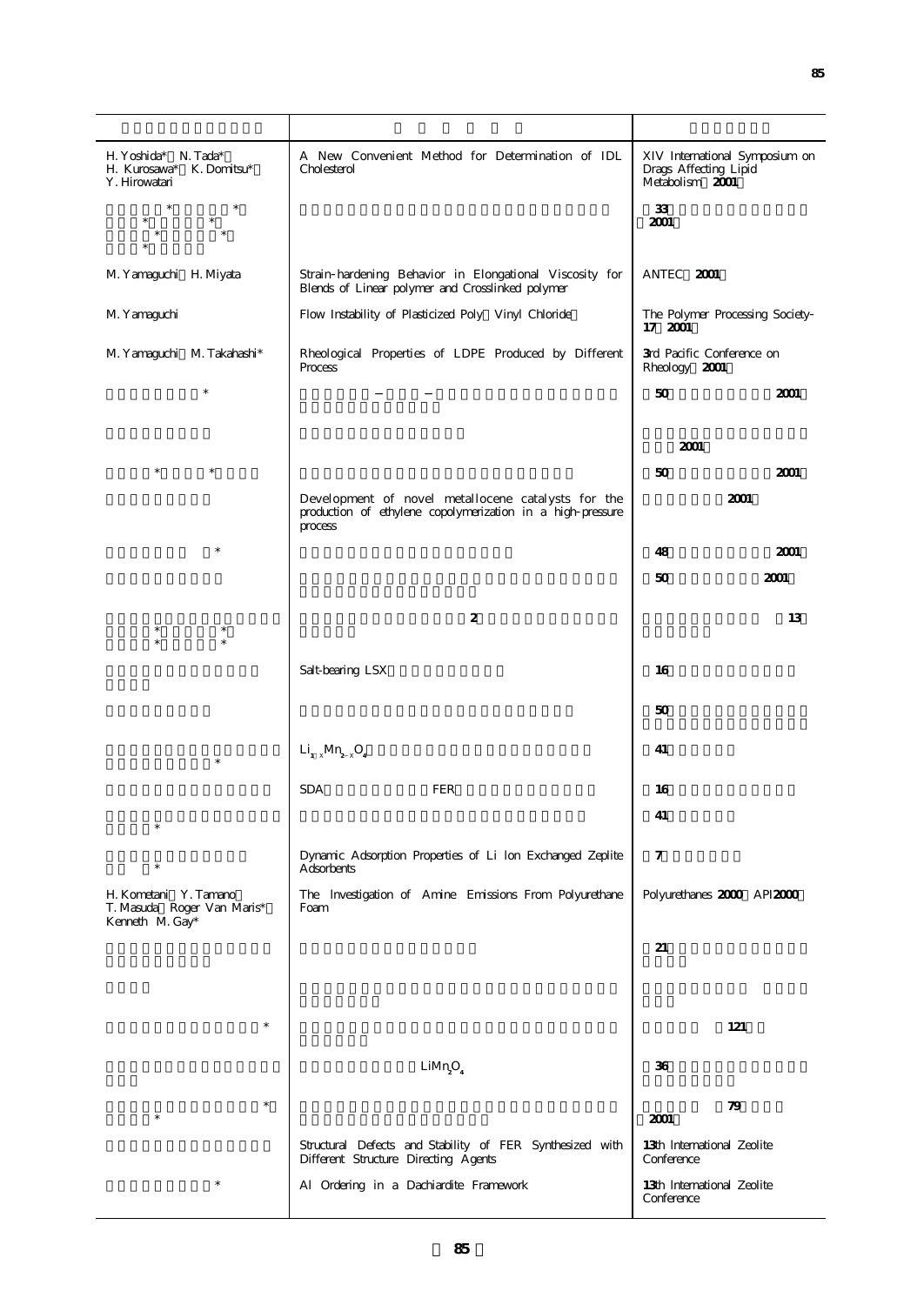| | | |
|---|---|---|
| H. Yoshida* N. Tada* H. Kurosawa* K. Domitsu* Y. Hirowatari | A New Convenient Method for Determination of IDL Cholesterol | XIV International Symposium on Drugs Affecting Lipid Metabolism 2001 |
| * * * * * * * | | 33 2001 |
| M. Yamaguchi H. Miyata | Strain-hardening Behavior in Elongational Viscosity for Blends of Linear polymer and Crosslinked polymer | ANTEC 2001 |
| M. Yamaguchi | Flow Instability of Plasticized Poly Vinyl Chloride | The Polymer Processing Society-17 2001 |
| M. Yamaguchi M. Takahashi* | Rheological Properties of LDPE Produced by Different Process | 3rd Pacific Conference on Rheology 2001 |
| * | − − | 50 2001 |
| | | 2001 |
| * * | | 50 2001 |
| | Development of novel metallocene catalysts for the production of ethylene copolymerization in a high-pressure process | 2001 |
| * | | 48 2001 |
| | | 50 2001 |
| * * * * | 2 | 13 |
| | Salt-bearing LSX | 16 |
| | | 50 |
| * | $Li_{1+x}Mn_{2-x}O_4$ | 41 |
| | SDA FER | 16 |
| * | | 41 |
| * | Dynamic Adsorption Properties of Li Ion Exchanged Zeplite Adsorbents | 7 |
| H. Kometani Y. Tamano T. Masuda Roger Van Maris* Kenneth M. Gay* | The Investigation of Amine Emissions From Polyurethane Foam | Polyurethanes 2000 API2000 |
| | | 21 |
| | | |
| * | | 121 |
| | $LiMn_2O_4$ | 36 |
| * * | | 79 2001 |
| | Structural Defects and Stability of FER Synthesized with Different Structure Directing Agents | 13th International Zeolite Conference |
| * | Al Ordering in a Dachiardite Framework | 13th International Zeolite Conference |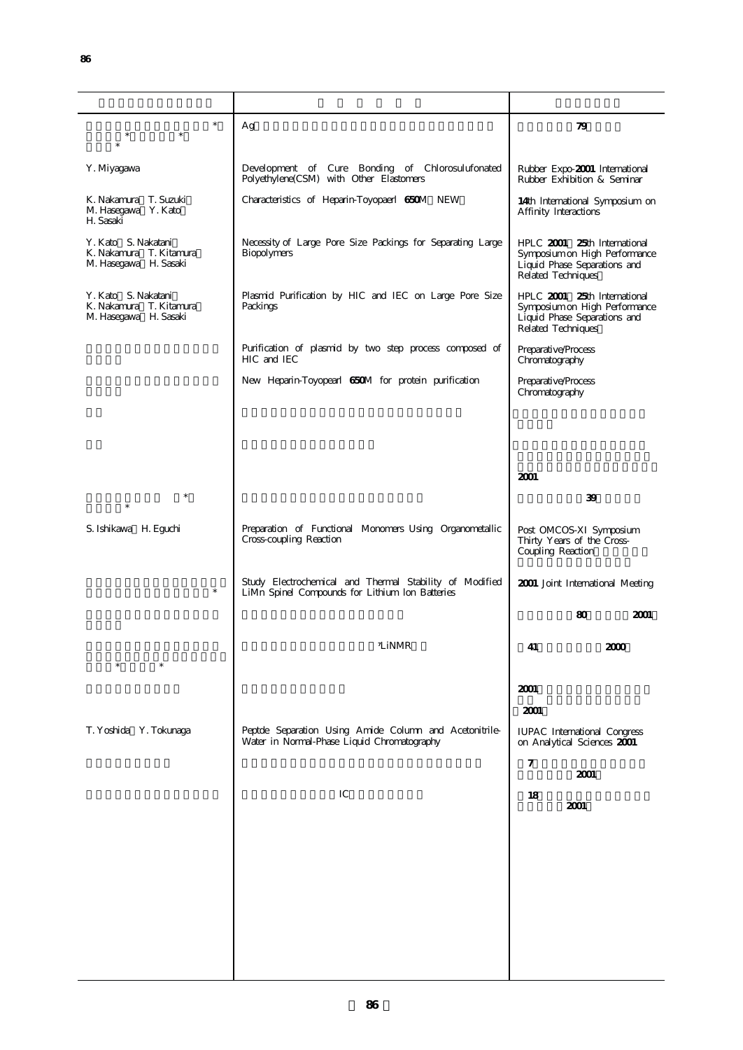| | | |
|---|---|---|
| * <br> * * <br> * | Ag | 79 |
| Y. Miyagawa | Development of Cure Bonding of Chlorosulufonated Polyethylene(CSM) with Other Elastomers | Rubber Expo-2001 International Rubber Exhibition & Seminar |
| K. Nakamura T. Suzuki <br> M. Hasegawa Y. Kato <br> H. Sasaki | Characteristics of Heparin-Toyopaerl 650M NEW | 14th International Symposium on Affinity Interactions |
| Y. Kato S. Nakatani <br> K. Nakamura T. Kitamura <br> M. Hasegawa H. Sasaki | Necessity of Large Pore Size Packings for Separating Large Biopolymers | HPLC 2001 25th International Symposium on High Performance Liquid Phase Separations and Related Techniques |
| Y. Kato S. Nakatani <br> K. Nakamura T. Kitamura <br> M. Hasegawa H. Sasaki | Plasmid Purification by HIC and IEC on Large Pore Size Packings | HPLC 2001 25th International Symposium on High Performance Liquid Phase Separations and Related Techniques |
| | Purification of plasmid by two step process composed of HIC and IEC | Preparative/Process Chromatography |
| | New Heparin-Toyopearl 650M for protein purification | Preparative/Process Chromatography |
| | | |
| | | 2001 |
| * <br> * | | 39 |
| S. Ishikawa H. Eguchi | Preparation of Functional Monomers Using Organometallic Cross-coupling Reaction | Post OMCOS-XI Symposium Thirty Years of the Cross-Coupling Reaction |
| * | Study Electrochemical and Thermal Stability of Modified LiMn Spinel Compounds for Lithium Ion Batteries | 2001 Joint International Meeting |
| | | 80 2001 |
| * * | 7LiNMR | 41 2000 |
| | | 2001 <br> 2001 |
| T. Yoshida Y. Tokunaga | Peptde Separation Using Amide Column and Acetonitrile-Water in Normal-Phase Liquid Chromatography | IUPAC International Congress on Analytical Sciences 2001 |
| | | 7 <br> 2001 |
| | IC | 18 <br> 2001 |